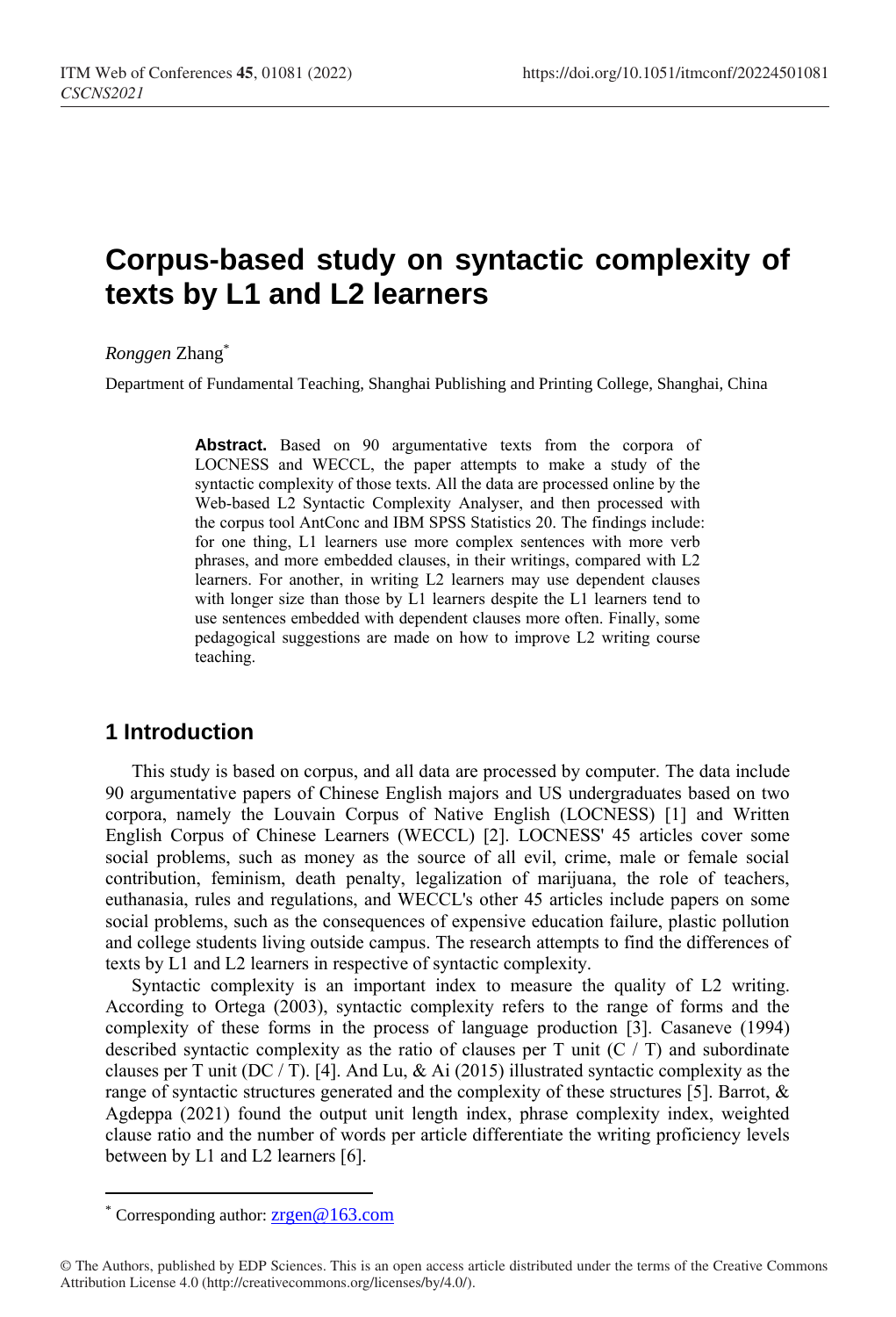# Corpus-based study on syntactic complexity of texts by L1 and L2 learners

*Ronggen* Zhang*

Department of Fundamental Teaching, Shanghai Publishing and Printing College, Shanghai, China

**Abstract.** Based on 90 argumentative texts from the corpora of LOCNESS and WECCL, the paper attempts to make a study of the syntactic complexity of those texts. All the data are processed online by the Web-based L2 Syntactic Complexity Analyser, and then processed with the corpus tool AntConc and IBM SPSS Statistics 20. The findings include: for one thing, L1 learners use more complex sentences with more verb phrases, and more embedded clauses, in their writings, compared with L2 learners. For another, in writing L2 learners may use dependent clauses with longer size than those by L1 learners despite the L1 learners tend to use sentences embedded with dependent clauses more often. Finally, some pedagogical suggestions are made on how to improve L2 writing course teaching.

## 1 Introduction

This study is based on corpus, and all data are processed by computer. The data include 90 argumentative papers of Chinese English majors and US undergraduates based on two corpora, namely the Louvain Corpus of Native English (LOCNESS) [1] and Written English Corpus of Chinese Learners (WECCL) [2]. LOCNESS' 45 articles cover some social problems, such as money as the source of all evil, crime, male or female social contribution, feminism, death penalty, legalization of marijuana, the role of teachers, euthanasia, rules and regulations, and WECCL's other 45 articles include papers on some social problems, such as the consequences of expensive education failure, plastic pollution and college students living outside campus. The research attempts to find the differences of texts by L1 and L2 learners in respective of syntactic complexity.

Syntactic complexity is an important index to measure the quality of L2 writing. According to Ortega (2003), syntactic complexity refers to the range of forms and the complexity of these forms in the process of language production [3]. Casaneve (1994) described syntactic complexity as the ratio of clauses per T unit (C / T) and subordinate clauses per T unit (DC / T). [4]. And Lu, & Ai (2015) illustrated syntactic complexity as the range of syntactic structures generated and the complexity of these structures [5]. Barrot, & Agdeppa (2021) found the output unit length index, phrase complexity index, weighted clause ratio and the number of words per article differentiate the writing proficiency levels between by L1 and L2 learners [6].

---

* Corresponding author: zrgen@163.com

© The Authors, published by EDP Sciences. This is an open access article distributed under the terms of the Creative Commons Attribution License 4.0 (http://creativecommons.org/licenses/by/4.0/).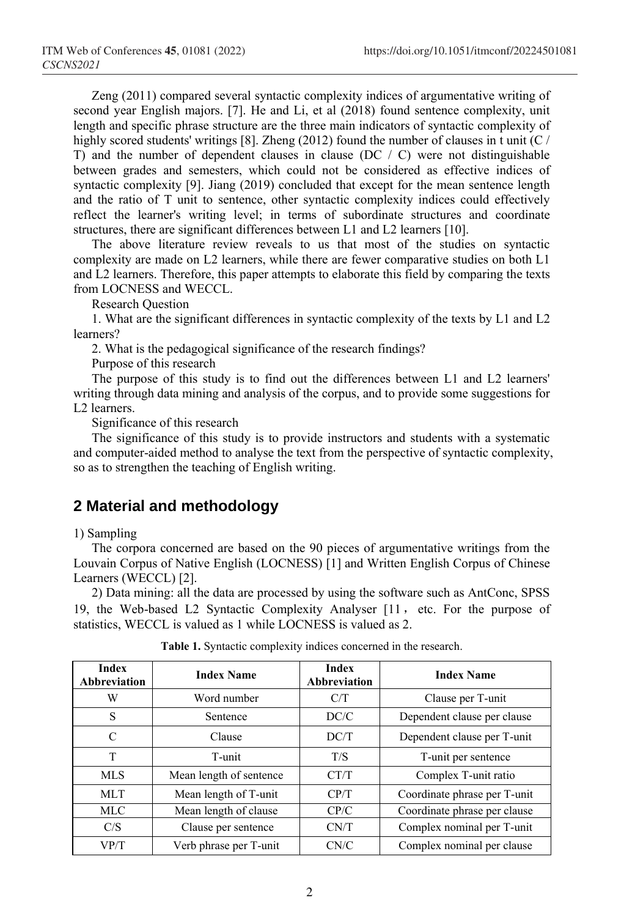Zeng (2011) compared several syntactic complexity indices of argumentative writing of second year English majors. [7]. He and Li, et al (2018) found sentence complexity, unit length and specific phrase structure are the three main indicators of syntactic complexity of highly scored students' writings [8]. Zheng (2012) found the number of clauses in t unit (C / T) and the number of dependent clauses in clause (DC / C) were not distinguishable between grades and semesters, which could not be considered as effective indices of syntactic complexity [9]. Jiang (2019) concluded that except for the mean sentence length and the ratio of T unit to sentence, other syntactic complexity indices could effectively reflect the learner's writing level; in terms of subordinate structures and coordinate structures, there are significant differences between L1 and L2 learners [10].

The above literature review reveals to us that most of the studies on syntactic complexity are made on L2 learners, while there are fewer comparative studies on both L1 and L2 learners. Therefore, this paper attempts to elaborate this field by comparing the texts from LOCNESS and WECCL.

Research Question

1. What are the significant differences in syntactic complexity of the texts by L1 and L2 learners?

2. What is the pedagogical significance of the research findings?

Purpose of this research

The purpose of this study is to find out the differences between L1 and L2 learners' writing through data mining and analysis of the corpus, and to provide some suggestions for L2 learners.

Significance of this research

The significance of this study is to provide instructors and students with a systematic and computer-aided method to analyse the text from the perspective of syntactic complexity, so as to strengthen the teaching of English writing.

## 2 Material and methodology

1) Sampling

The corpora concerned are based on the 90 pieces of argumentative writings from the Louvain Corpus of Native English (LOCNESS) [1] and Written English Corpus of Chinese Learners (WECCL) [2].

2) Data mining: all the data are processed by using the software such as AntConc, SPSS 19, the Web-based L2 Syntactic Complexity Analyser [11， etc. For the purpose of statistics, WECCL is valued as 1 while LOCNESS is valued as 2.

**Table 1.** Syntactic complexity indices concerned in the research.

| Index Abbreviation | Index Name | Index Abbreviation | Index Name |
|---|---|---|---|
| W | Word number | C/T | Clause per T-unit |
| S | Sentence | DC/C | Dependent clause per clause |
| C | Clause | DC/T | Dependent clause per T-unit |
| T | T-unit | T/S | T-unit per sentence |
| MLS | Mean length of sentence | CT/T | Complex T-unit ratio |
| MLT | Mean length of T-unit | CP/T | Coordinate phrase per T-unit |
| MLC | Mean length of clause | CP/C | Coordinate phrase per clause |
| C/S | Clause per sentence | CN/T | Complex nominal per T-unit |
| VP/T | Verb phrase per T-unit | CN/C | Complex nominal per clause |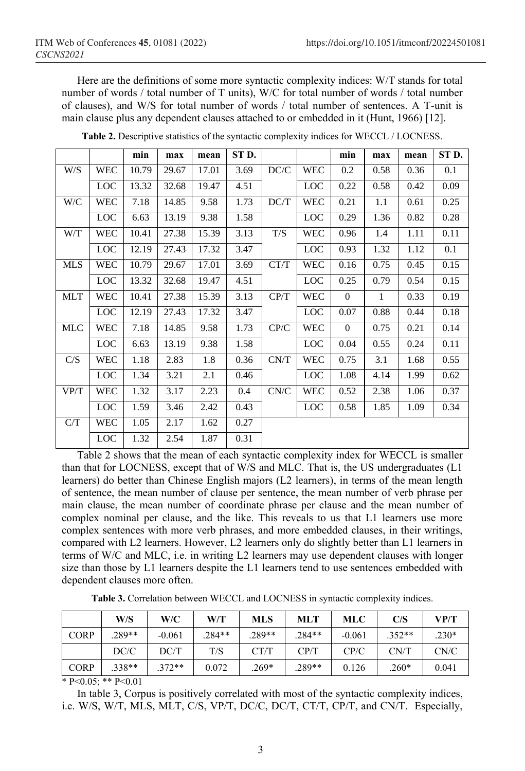Here are the definitions of some more syntactic complexity indices: W/T stands for total number of words / total number of T units), W/C for total number of words / total number of clauses), and W/S for total number of words / total number of sentences. A T-unit is main clause plus any dependent clauses attached to or embedded in it (Hunt, 1966) [12].

**Table 2.** Descriptive statistics of the syntactic complexity indices for WECCL / LOCNESS.

| | | min | max | mean | ST D. | | | min | max | mean | ST D. |
|---|---|---|---|---|---|---|---|---|---|---|---|
| W/S | WEC | 10.79 | 29.67 | 17.01 | 3.69 | DC/C | WEC | 0.2 | 0.58 | 0.36 | 0.1 |
| | LOC | 13.32 | 32.68 | 19.47 | 4.51 | | LOC | 0.22 | 0.58 | 0.42 | 0.09 |
| W/C | WEC | 7.18 | 14.85 | 9.58 | 1.73 | DC/T | WEC | 0.21 | 1.1 | 0.61 | 0.25 |
| | LOC | 6.63 | 13.19 | 9.38 | 1.58 | | LOC | 0.29 | 1.36 | 0.82 | 0.28 |
| W/T | WEC | 10.41 | 27.38 | 15.39 | 3.13 | T/S | WEC | 0.96 | 1.4 | 1.11 | 0.11 |
| | LOC | 12.19 | 27.43 | 17.32 | 3.47 | | LOC | 0.93 | 1.32 | 1.12 | 0.1 |
| MLS | WEC | 10.79 | 29.67 | 17.01 | 3.69 | CT/T | WEC | 0.16 | 0.75 | 0.45 | 0.15 |
| | LOC | 13.32 | 32.68 | 19.47 | 4.51 | | LOC | 0.25 | 0.79 | 0.54 | 0.15 |
| MLT | WEC | 10.41 | 27.38 | 15.39 | 3.13 | CP/T | WEC | 0 | 1 | 0.33 | 0.19 |
| | LOC | 12.19 | 27.43 | 17.32 | 3.47 | | LOC | 0.07 | 0.88 | 0.44 | 0.18 |
| MLC | WEC | 7.18 | 14.85 | 9.58 | 1.73 | CP/C | WEC | 0 | 0.75 | 0.21 | 0.14 |
| | LOC | 6.63 | 13.19 | 9.38 | 1.58 | | LOC | 0.04 | 0.55 | 0.24 | 0.11 |
| C/S | WEC | 1.18 | 2.83 | 1.8 | 0.36 | CN/T | WEC | 0.75 | 3.1 | 1.68 | 0.55 |
| | LOC | 1.34 | 3.21 | 2.1 | 0.46 | | LOC | 1.08 | 4.14 | 1.99 | 0.62 |
| VP/T | WEC | 1.32 | 3.17 | 2.23 | 0.4 | CN/C | WEC | 0.52 | 2.38 | 1.06 | 0.37 |
| | LOC | 1.59 | 3.46 | 2.42 | 0.43 | | LOC | 0.58 | 1.85 | 1.09 | 0.34 |
| C/T | WEC | 1.05 | 2.17 | 1.62 | 0.27 | | | | | | |
| | LOC | 1.32 | 2.54 | 1.87 | 0.31 | | | | | | |

Table 2 shows that the mean of each syntactic complexity index for WECCL is smaller than that for LOCNESS, except that of W/S and MLC. That is, the US undergraduates (L1 learners) do better than Chinese English majors (L2 learners), in terms of the mean length of sentence, the mean number of clause per sentence, the mean number of verb phrase per main clause, the mean number of coordinate phrase per clause and the mean number of complex nominal per clause, and the like. This reveals to us that L1 learners use more complex sentences with more verb phrases, and more embedded clauses, in their writings, compared with L2 learners. However, L2 learners only do slightly better than L1 learners in terms of W/C and MLC, i.e. in writing L2 learners may use dependent clauses with longer size than those by L1 learners despite the L1 learners tend to use sentences embedded with dependent clauses more often.

**Table 3.** Correlation between WECCL and LOCNESS in syntactic complexity indices.

| | W/S | W/C | W/T | MLS | MLT | MLC | C/S | VP/T |
|---|---|---|---|---|---|---|---|---|
| CORP | .289** | -0.061 | .284** | .289** | .284** | -0.061 | .352** | .230* |
| | DC/C | DC/T | T/S | CT/T | CP/T | CP/C | CN/T | CN/C |
| CORP | .338** | .372** | 0.072 | .269* | .289** | 0.126 | .260* | 0.041 |

\* $P<0.05$; ** $P<0.01$

In table 3, Corpus is positively correlated with most of the syntactic complexity indices, i.e. W/S, W/T, MLS, MLT, C/S, VP/T, DC/C, DC/T, CT/T, CP/T, and CN/T. Especially,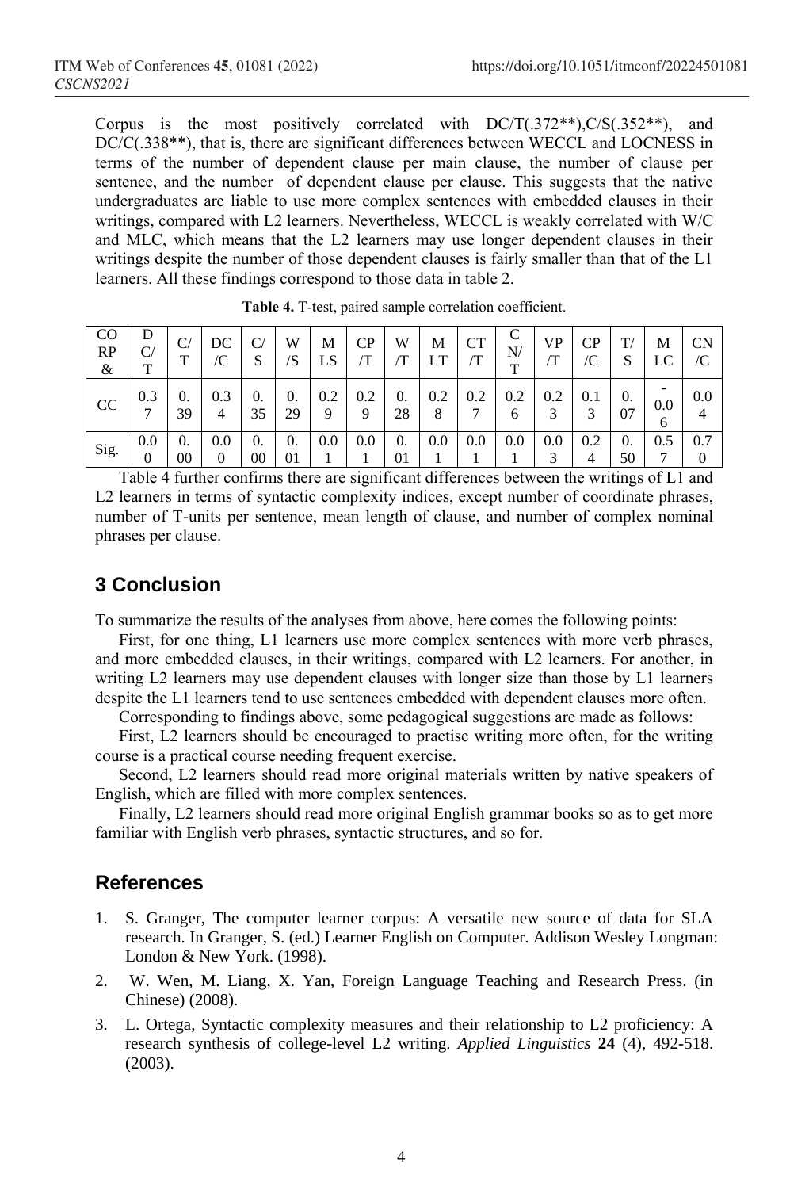Corpus is the most positively correlated with DC/T(.372**),C/S(.352**), and DC/C(.338**), that is, there are significant differences between WECCL and LOCNESS in terms of the number of dependent clause per main clause, the number of clause per sentence, and the number of dependent clause per clause. This suggests that the native undergraduates are liable to use more complex sentences with embedded clauses in their writings, compared with L2 learners. Nevertheless, WECCL is weakly correlated with W/C and MLC, which means that the L2 learners may use longer dependent clauses in their writings despite the number of those dependent clauses is fairly smaller than that of the L1 learners. All these findings correspond to those data in table 2.

**Table 4.** T-test, paired sample correlation coefficient.

| CORP& | DC/T | C/T | DC/C | C/S | W/S | MLS | CP/T | W/T | MLT | CT/T | CN/T | VP/T | CP/C | T/S | MLC | CN/C |
|---|---|---|---|---|---|---|---|---|---|---|---|---|---|---|---|---|
| CC | 0.37 | 0.39 | 0.34 | 0.35 | 0.29 | 0.29 | 0.29 | 0.28 | 0.28 | 0.27 | 0.26 | 0.23 | 0.13 | 0.07 | -0.06 | 0.04 |
| Sig. | 0.00 | 0.00 | 0.00 | 0.00 | 0.01 | 0.01 | 0.01 | 0.01 | 0.01 | 0.01 | 0.01 | 0.03 | 0.24 | 0.50 | 0.57 | 0.70 |

Table 4 further confirms there are significant differences between the writings of L1 and L2 learners in terms of syntactic complexity indices, except number of coordinate phrases, number of T-units per sentence, mean length of clause, and number of complex nominal phrases per clause.

## 3 Conclusion

To summarize the results of the analyses from above, here comes the following points:

First, for one thing, L1 learners use more complex sentences with more verb phrases, and more embedded clauses, in their writings, compared with L2 learners. For another, in writing L2 learners may use dependent clauses with longer size than those by L1 learners despite the L1 learners tend to use sentences embedded with dependent clauses more often.

Corresponding to findings above, some pedagogical suggestions are made as follows:

First, L2 learners should be encouraged to practise writing more often, for the writing course is a practical course needing frequent exercise.

Second, L2 learners should read more original materials written by native speakers of English, which are filled with more complex sentences.

Finally, L2 learners should read more original English grammar books so as to get more familiar with English verb phrases, syntactic structures, and so for.

## References

1. S. Granger, The computer learner corpus: A versatile new source of data for SLA research. In Granger, S. (ed.) Learner English on Computer. Addison Wesley Longman: London & New York. (1998).
2. W. Wen, M. Liang, X. Yan, Foreign Language Teaching and Research Press. (in Chinese) (2008).
3. L. Ortega, Syntactic complexity measures and their relationship to L2 proficiency: A research synthesis of college-level L2 writing. *Applied Linguistics* **24** (4), 492-518. (2003).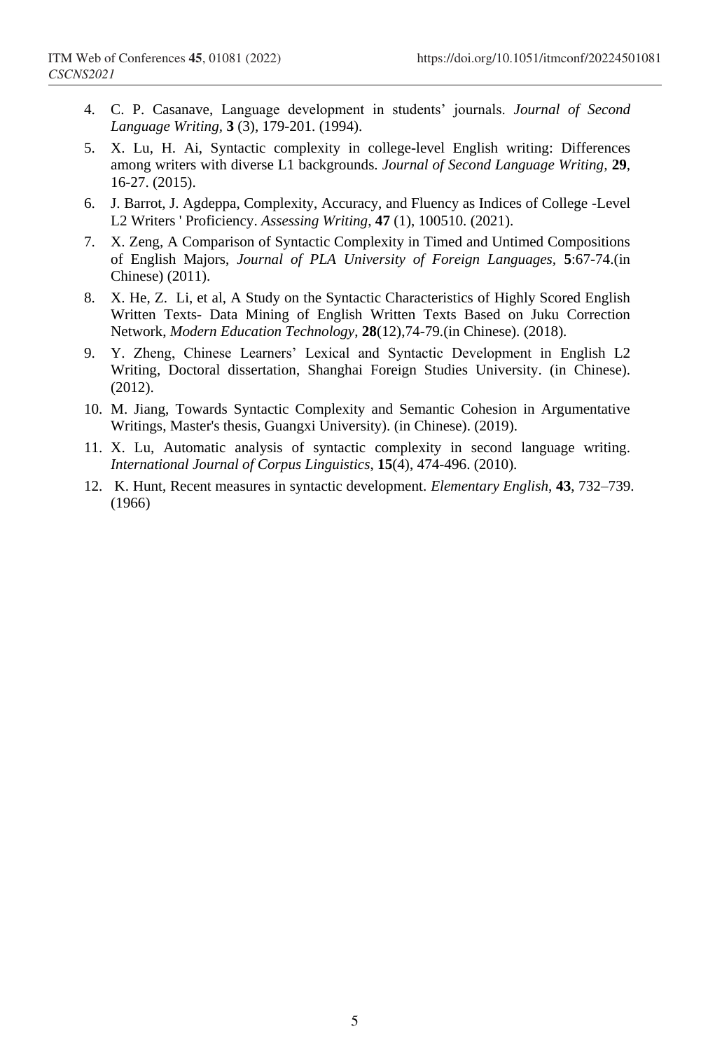4. C. P. Casanave, Language development in students' journals. *Journal of Second Language Writing,* **3** (3), 179-201. (1994).
5. X. Lu, H. Ai, Syntactic complexity in college-level English writing: Differences among writers with diverse L1 backgrounds. *Journal of Second Language Writing*, **29**, 16-27. (2015).
6. J. Barrot, J. Agdeppa, Complexity, Accuracy, and Fluency as Indices of College -Level L2 Writers ' Proficiency. *Assessing Writing*, **47** (1), 100510. (2021).
7. X. Zeng, A Comparison of Syntactic Complexity in Timed and Untimed Compositions of English Majors, *Journal of PLA University of Foreign Languages*, **5**:67-74.(in Chinese) (2011).
8. X. He, Z. Li, et al, A Study on the Syntactic Characteristics of Highly Scored English Written Texts- Data Mining of English Written Texts Based on Juku Correction Network, *Modern Education Technology*, **28**(12),74-79.(in Chinese). (2018).
9. Y. Zheng, Chinese Learners' Lexical and Syntactic Development in English L2 Writing, Doctoral dissertation, Shanghai Foreign Studies University. (in Chinese). (2012).
10. M. Jiang, Towards Syntactic Complexity and Semantic Cohesion in Argumentative Writings, Master's thesis, Guangxi University). (in Chinese). (2019).
11. X. Lu, Automatic analysis of syntactic complexity in second language writing. *International Journal of Corpus Linguistics*, **15**(4), 474-496. (2010).
12. K. Hunt, Recent measures in syntactic development. *Elementary English*, **43**, 732–739. (1966)